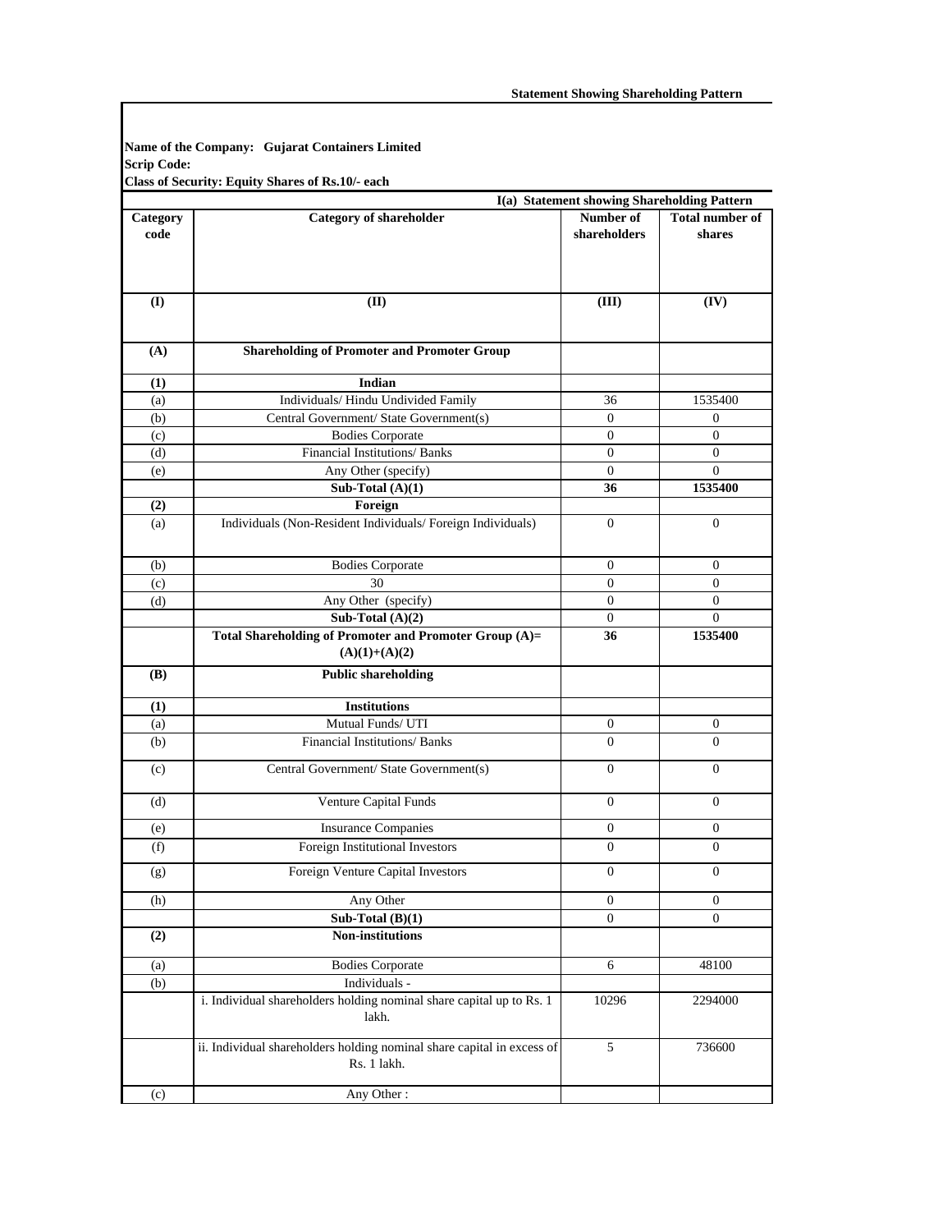**Statement Showing Shareholding Pattern**

**Name of the Company: Gujarat Containers Limited**
**Scrip Code:**
**Class of Security: Equity Shares of Rs.10/- each**

**I(a) Statement showing Shareholding Pattern**

| Category code | Category of shareholder | Number of shareholders | Total number of shares |
|---|---|---|---|
| (I) | (II) | (III) | (IV) |
| (A) | **Shareholding of Promoter and Promoter Group** | | |
| (1) | **Indian** | | |
| (a) | Individuals/ Hindu Undivided Family | 36 | 1535400 |
| (b) | Central Government/ State Government(s) | 0 | 0 |
| (c) | Bodies Corporate | 0 | 0 |
| (d) | Financial Institutions/ Banks | 0 | 0 |
| (e) | Any Other (specify) | 0 | 0 |
| | **Sub-Total (A)(1)** | **36** | **1535400** |
| (2) | **Foreign** | | |
| (a) | Individuals (Non-Resident Individuals/ Foreign Individuals) | 0 | 0 |
| (b) | Bodies Corporate | 0 | 0 |
| (c) | 30 | 0 | 0 |
| (d) | Any Other (specify) | 0 | 0 |
| | **Sub-Total (A)(2)** | 0 | 0 |
| | **Total Shareholding of Promoter and Promoter Group (A)= (A)(1)+(A)(2)** | **36** | **1535400** |
| (B) | **Public shareholding** | | |
| (1) | **Institutions** | | |
| (a) | Mutual Funds/ UTI | 0 | 0 |
| (b) | Financial Institutions/ Banks | 0 | 0 |
| (c) | Central Government/ State Government(s) | 0 | 0 |
| (d) | Venture Capital Funds | 0 | 0 |
| (e) | Insurance Companies | 0 | 0 |
| (f) | Foreign Institutional Investors | 0 | 0 |
| (g) | Foreign Venture Capital Investors | 0 | 0 |
| (h) | Any Other | 0 | 0 |
| | **Sub-Total (B)(1)** | 0 | 0 |
| (2) | **Non-institutions** | | |
| (a) | Bodies Corporate | 6 | 48100 |
| (b) | Individuals - | | |
| | i. Individual shareholders holding nominal share capital up to Rs. 1 lakh. | 10296 | 2294000 |
| | ii. Individual shareholders holding nominal share capital in excess of Rs. 1 lakh. | 5 | 736600 |
| (c) | Any Other : | | |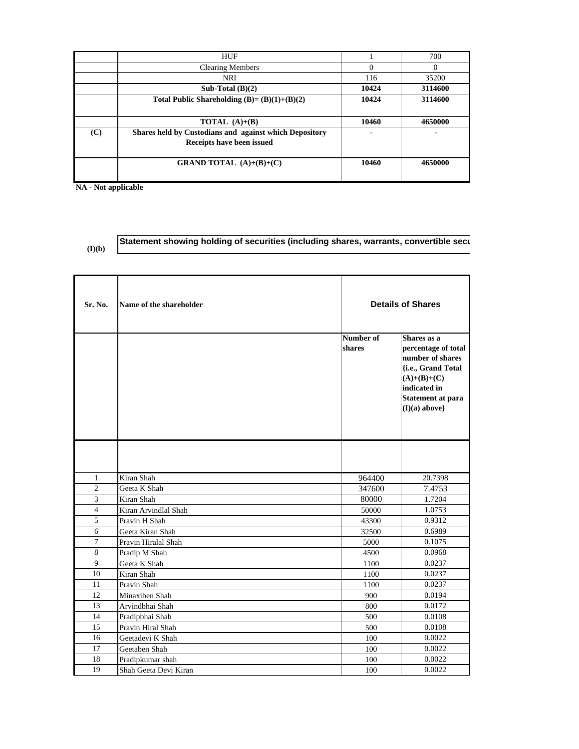|  |  |  |  |
|---|---|---|---|
|  | HUF | 1 | 700 |
|  | Clearing Members | 0 | 0 |
|  | NRI | 116 | 35200 |
|  | **Sub-Total (B)(2)** | **10424** | **3114600** |
|  | **Total Public Shareholding (B)= (B)(1)+(B)(2)** | **10424** | **3114600** |
|  | **TOTAL (A)+(B)** | **10460** | **4650000** |
| **(C)** | **Shares held by Custodians and against which Depository Receipts have been issued** | - | - |
|  | **GRAND TOTAL (A)+(B)+(C)** | **10460** | **4650000** |

**NA - Not applicable**

**(I)(b)** **Statement showing holding of securities (including shares, warrants, convertible secu**

| **Sr. No.** | **Name of the shareholder** | **Details of Shares** |  |
|---|---|---|---|
|  |  | **Number of shares** | **Shares as a percentage of total number of shares {i.e., Grand Total (A)+(B)+(C) indicated in Statement at para (I)(a) above}** |
|  |  |  |  |
| 1 | Kiran Shah | 964400 | 20.7398 |
| 2 | Geeta K Shah | 347600 | 7.4753 |
| 3 | Kiran Shah | 80000 | 1.7204 |
| 4 | Kiran Arvindlal Shah | 50000 | 1.0753 |
| 5 | Pravin H Shah | 43300 | 0.9312 |
| 6 | Geeta Kiran Shah | 32500 | 0.6989 |
| 7 | Pravin Hiralal Shah | 5000 | 0.1075 |
| 8 | Pradip M Shah | 4500 | 0.0968 |
| 9 | Geeta K Shah | 1100 | 0.0237 |
| 10 | Kiran Shah | 1100 | 0.0237 |
| 11 | Pravin Shah | 1100 | 0.0237 |
| 12 | Minaxiben Shah | 900 | 0.0194 |
| 13 | Arvindbhai Shah | 800 | 0.0172 |
| 14 | Pradipbhai Shah | 500 | 0.0108 |
| 15 | Pravin Hiral Shah | 500 | 0.0108 |
| 16 | Geetadevi K Shah | 100 | 0.0022 |
| 17 | Geetaben Shah | 100 | 0.0022 |
| 18 | Pradipkumar shah | 100 | 0.0022 |
| 19 | Shah Geeta Devi Kiran | 100 | 0.0022 |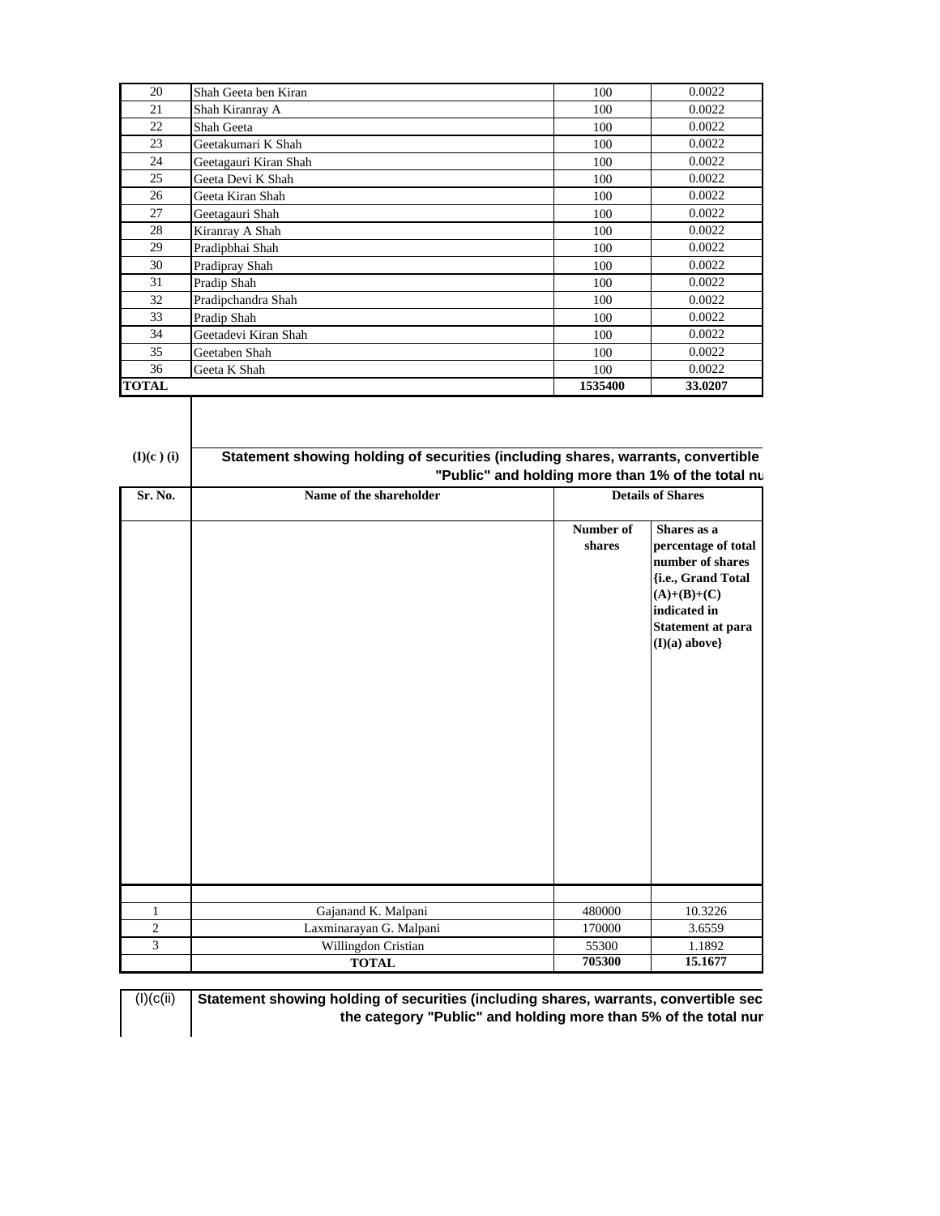| | | | |
|---|---|---|---|
| 20 | Shah Geeta ben Kiran | 100 | 0.0022 |
| 21 | Shah Kiranray A | 100 | 0.0022 |
| 22 | Shah Geeta | 100 | 0.0022 |
| 23 | Geetakumari K Shah | 100 | 0.0022 |
| 24 | Geetagauri Kiran Shah | 100 | 0.0022 |
| 25 | Geeta Devi K Shah | 100 | 0.0022 |
| 26 | Geeta Kiran Shah | 100 | 0.0022 |
| 27 | Geetagauri Shah | 100 | 0.0022 |
| 28 | Kiranray A Shah | 100 | 0.0022 |
| 29 | Pradipbhai Shah | 100 | 0.0022 |
| 30 | Pradipray Shah | 100 | 0.0022 |
| 31 | Pradip Shah | 100 | 0.0022 |
| 32 | Pradipchandra Shah | 100 | 0.0022 |
| 33 | Pradip Shah | 100 | 0.0022 |
| 34 | Geetadevi Kiran Shah | 100 | 0.0022 |
| 35 | Geetaben Shah | 100 | 0.0022 |
| 36 | Geeta K Shah | 100 | 0.0022 |
| **TOTAL** | | **1535400** | **33.0207** |

**(I)(c ) (i)** **Statement showing holding of securities (including shares, warrants, convertible "Public" and holding more than 1% of the total nu**

| Sr. No. | Name of the shareholder | Details of Shares | |
|---|---|---|---|
| | | **Number of shares** | **Shares as a percentage of total number of shares {i.e., Grand Total (A)+(B)+(C) indicated in Statement at para (I)(a) above}** |
| 1 | Gajanand K. Malpani | 480000 | 10.3226 |
| 2 | Laxminarayan G. Malpani | 170000 | 3.6559 |
| 3 | Willingdon Cristian | 55300 | 1.1892 |
| | **TOTAL** | **705300** | **15.1677** |

(I)(c(ii) **Statement showing holding of securities (including shares, warrants, convertible sec the category "Public" and holding more than 5% of the total nur**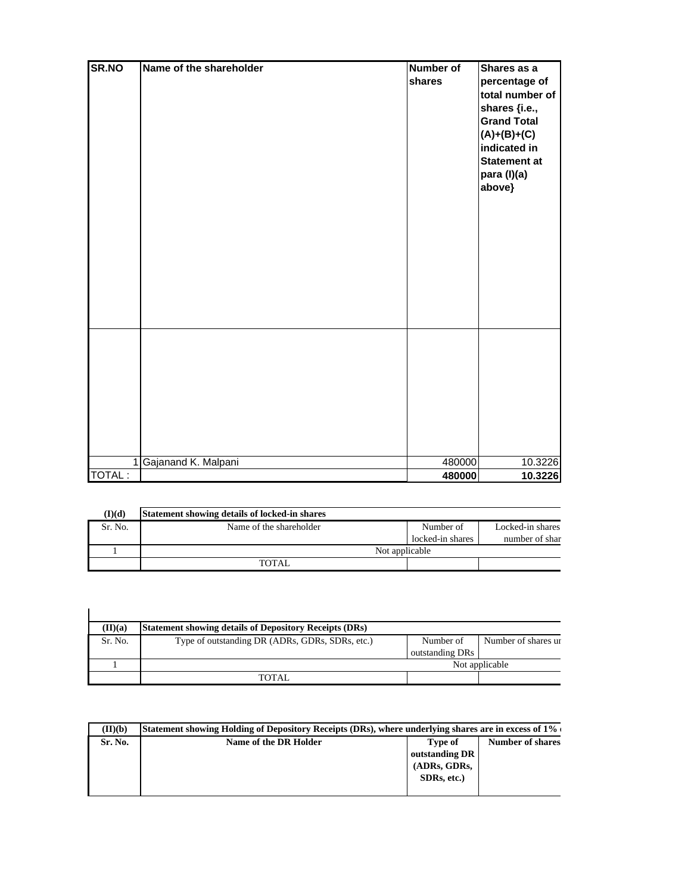| SR.NO | Name of the shareholder | Number of shares | Shares as a percentage of total number of shares {i.e., Grand Total (A)+(B)+(C) indicated in Statement at para (I)(a) above} |
|---|---|---|---|
| | | | |
| 1 | Gajanand K. Malpani | 480000 | 10.3226 |
| TOTAL : | | **480000** | **10.3226** |

| (I)(d) | Statement showing details of locked-in shares | | |
|---|---|---|---|
| Sr. No. | Name of the shareholder | Number of locked-in shares | Locked-in shares number of shar |
| 1 | Not applicable | | |
| | TOTAL | | |

| (II)(a) | Statement showing details of Depository Receipts (DRs) | | |
|---|---|---|---|
| Sr. No. | Type of outstanding DR (ADRs, GDRs, SDRs, etc.) | Number of outstanding DRs | Number of shares ur |
| 1 | | | Not applicable |
| | TOTAL | | |

| (II)(b) | Statement showing Holding of Depository Receipts (DRs), where underlying shares are in excess of 1% | | |
|---|---|---|---|
| **Sr. No.** | **Name of the DR Holder** | **Type of outstanding DR (ADRs, GDRs, SDRs, etc.)** | **Number of shares** |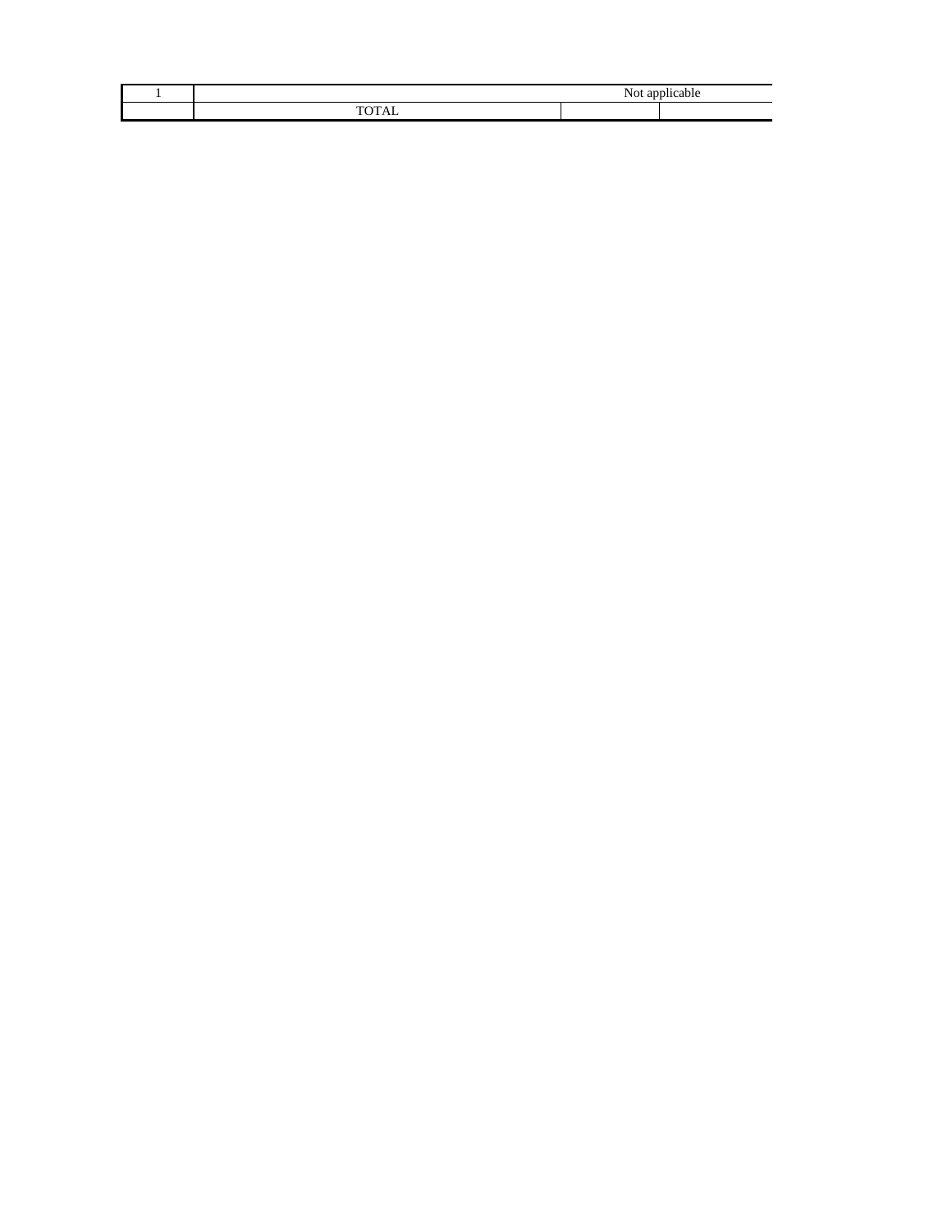| 1 | Not applicable | | |
|---|---|---|---|
| | TOTAL | | |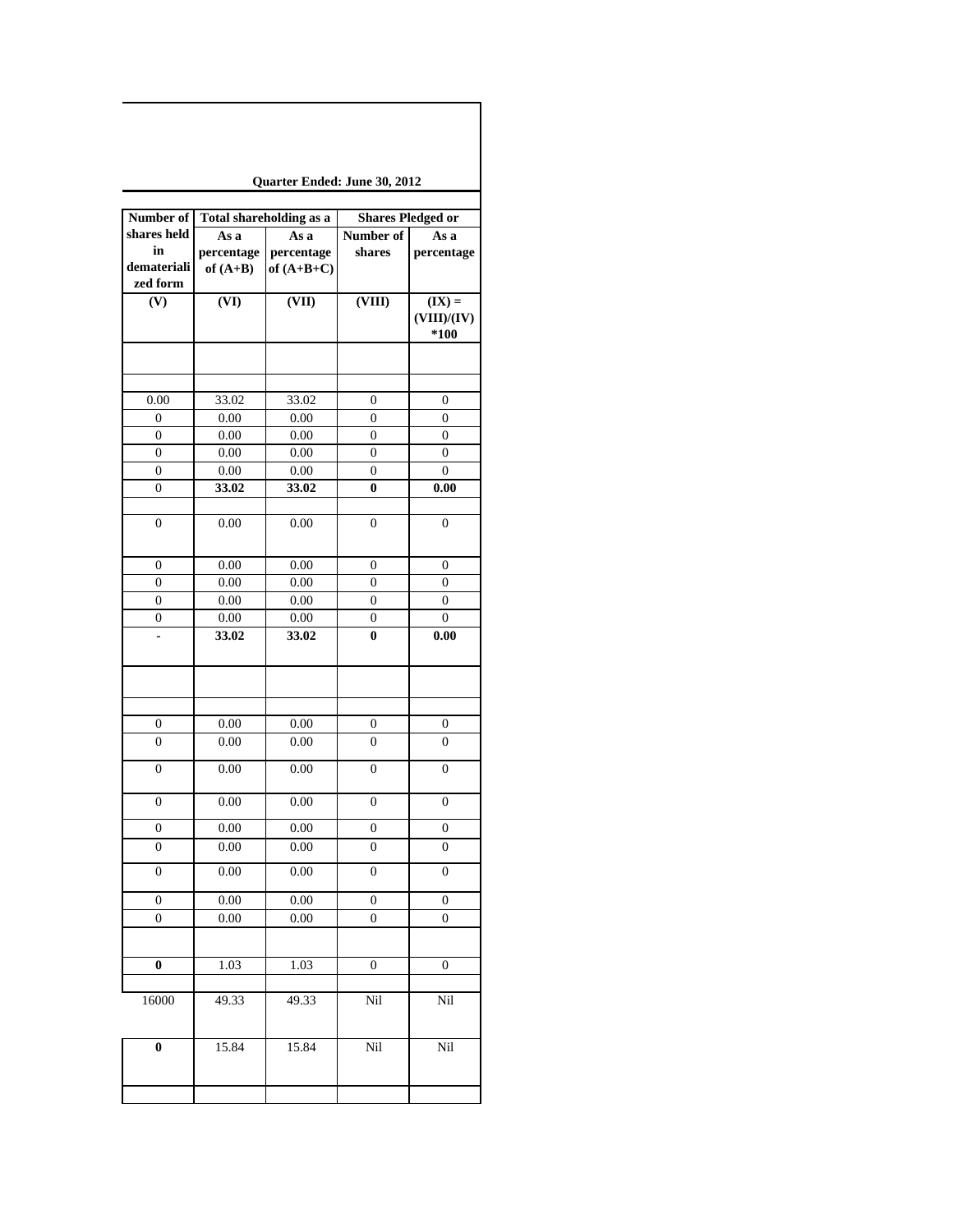**Quarter Ended: June 30, 2012**

| Number of shares held in dematerialized form | Total shareholding as a | | Shares Pledged or | |
|---|---|---|---|---|
| | As a percentage of (A+B) | As a percentage of (A+B+C) | Number of shares | As a percentage |
| (V) | (VI) | (VII) | (VIII) | (IX) = (VIII)/(IV) *100 |
| | | | | |
| | | | | |
| 0.00 | 33.02 | 33.02 | 0 | 0 |
| 0 | 0.00 | 0.00 | 0 | 0 |
| 0 | 0.00 | 0.00 | 0 | 0 |
| 0 | 0.00 | 0.00 | 0 | 0 |
| 0 | 0.00 | 0.00 | 0 | 0 |
| 0 | **33.02** | **33.02** | **0** | **0.00** |
| | | | | |
| 0 | 0.00 | 0.00 | 0 | 0 |
| 0 | 0.00 | 0.00 | 0 | 0 |
| 0 | 0.00 | 0.00 | 0 | 0 |
| 0 | 0.00 | 0.00 | 0 | 0 |
| 0 | 0.00 | 0.00 | 0 | 0 |
| **-** | **33.02** | **33.02** | **0** | **0.00** |
| | | | | |
| | | | | |
| 0 | 0.00 | 0.00 | 0 | 0 |
| 0 | 0.00 | 0.00 | 0 | 0 |
| 0 | 0.00 | 0.00 | 0 | 0 |
| 0 | 0.00 | 0.00 | 0 | 0 |
| 0 | 0.00 | 0.00 | 0 | 0 |
| 0 | 0.00 | 0.00 | 0 | 0 |
| 0 | 0.00 | 0.00 | 0 | 0 |
| 0 | 0.00 | 0.00 | 0 | 0 |
| 0 | 0.00 | 0.00 | 0 | 0 |
| | | | | |
| **0** | 1.03 | 1.03 | 0 | 0 |
| | | | | |
| 16000 | 49.33 | 49.33 | Nil | Nil |
| **0** | 15.84 | 15.84 | Nil | Nil |
| | | | | |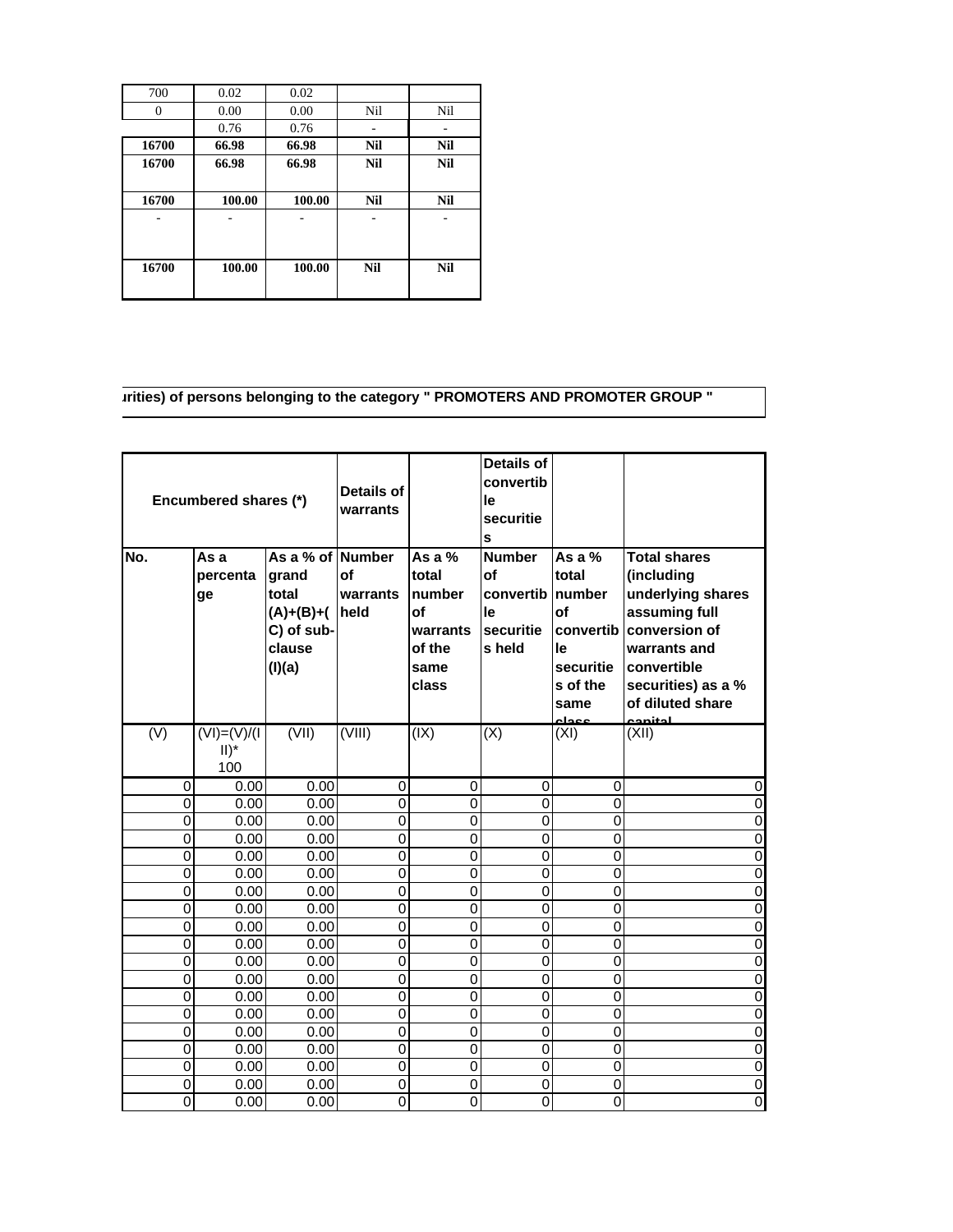| | | | | |
|---|---|---|---|---|
| 700 | 0.02 | 0.02 | | |
| 0 | 0.00 | 0.00 | Nil | Nil |
| | 0.76 | 0.76 | - | - |
| **16700** | **66.98** | **66.98** | **Nil** | **Nil** |
| **16700** | **66.98** | **66.98** | **Nil** | **Nil** |
| **16700** | **100.00** | **100.00** | **Nil** | **Nil** |
| - | - | - | - | - |
| **16700** | **100.00** | **100.00** | **Nil** | **Nil** |

**urities) of persons belonging to the category " PROMOTERS AND PROMOTER GROUP "**

| Encumbered shares (*) | | | Details of warrants | | Details of convertible securities | | |
|---|---|---|---|---|---|---|---|
| No. | As a percentage | As a % of grand total (A)+(B)+(C) of sub-clause (I)(a) | Number of warrants held | As a % total number of warrants of the same class | Number of convertible securities held | As a % total number of convertible securities of the same class | Total shares (including underlying shares assuming full conversion of warrants and convertible securities) as a % of diluted share capital |
| (V) | (VI)=(V)/(III)* 100 | (VII) | (VIII) | (IX) | (X) | (XI) | (XII) |
| 0 | 0.00 | 0.00 | 0 | 0 | 0 | 0 | 0 |
| 0 | 0.00 | 0.00 | 0 | 0 | 0 | 0 | 0 |
| 0 | 0.00 | 0.00 | 0 | 0 | 0 | 0 | 0 |
| 0 | 0.00 | 0.00 | 0 | 0 | 0 | 0 | 0 |
| 0 | 0.00 | 0.00 | 0 | 0 | 0 | 0 | 0 |
| 0 | 0.00 | 0.00 | 0 | 0 | 0 | 0 | 0 |
| 0 | 0.00 | 0.00 | 0 | 0 | 0 | 0 | 0 |
| 0 | 0.00 | 0.00 | 0 | 0 | 0 | 0 | 0 |
| 0 | 0.00 | 0.00 | 0 | 0 | 0 | 0 | 0 |
| 0 | 0.00 | 0.00 | 0 | 0 | 0 | 0 | 0 |
| 0 | 0.00 | 0.00 | 0 | 0 | 0 | 0 | 0 |
| 0 | 0.00 | 0.00 | 0 | 0 | 0 | 0 | 0 |
| 0 | 0.00 | 0.00 | 0 | 0 | 0 | 0 | 0 |
| 0 | 0.00 | 0.00 | 0 | 0 | 0 | 0 | 0 |
| 0 | 0.00 | 0.00 | 0 | 0 | 0 | 0 | 0 |
| 0 | 0.00 | 0.00 | 0 | 0 | 0 | 0 | 0 |
| 0 | 0.00 | 0.00 | 0 | 0 | 0 | 0 | 0 |
| 0 | 0.00 | 0.00 | 0 | 0 | 0 | 0 | 0 |
| 0 | 0.00 | 0.00 | 0 | 0 | 0 | 0 | 0 |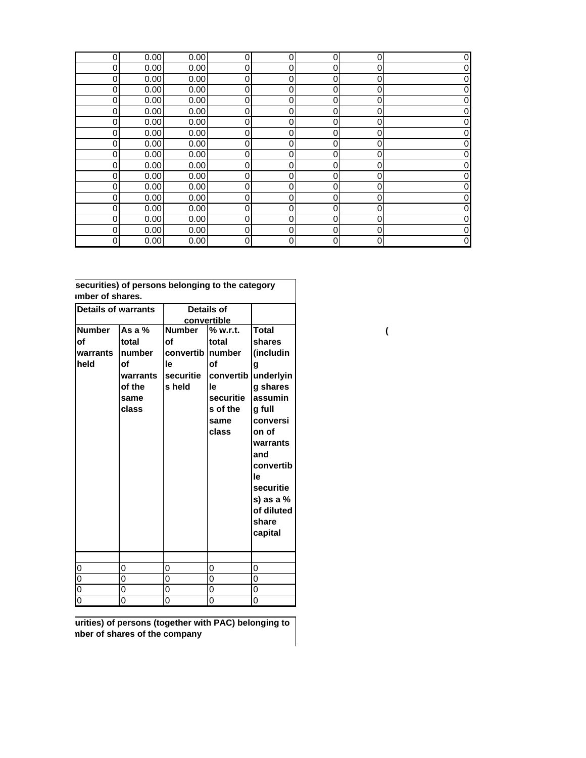| | | | | | | | |
|---|---|---|---|---|---|---|---|
| 0 | 0.00 | 0.00 | 0 | 0 | 0 | 0 | 0 |
| 0 | 0.00 | 0.00 | 0 | 0 | 0 | 0 | 0 |
| 0 | 0.00 | 0.00 | 0 | 0 | 0 | 0 | 0 |
| 0 | 0.00 | 0.00 | 0 | 0 | 0 | 0 | 0 |
| 0 | 0.00 | 0.00 | 0 | 0 | 0 | 0 | 0 |
| 0 | 0.00 | 0.00 | 0 | 0 | 0 | 0 | 0 |
| 0 | 0.00 | 0.00 | 0 | 0 | 0 | 0 | 0 |
| 0 | 0.00 | 0.00 | 0 | 0 | 0 | 0 | 0 |
| 0 | 0.00 | 0.00 | 0 | 0 | 0 | 0 | 0 |
| 0 | 0.00 | 0.00 | 0 | 0 | 0 | 0 | 0 |
| 0 | 0.00 | 0.00 | 0 | 0 | 0 | 0 | 0 |
| 0 | 0.00 | 0.00 | 0 | 0 | 0 | 0 | 0 |
| 0 | 0.00 | 0.00 | 0 | 0 | 0 | 0 | 0 |
| 0 | 0.00 | 0.00 | 0 | 0 | 0 | 0 | 0 |
| 0 | 0.00 | 0.00 | 0 | 0 | 0 | 0 | 0 |
| 0 | 0.00 | 0.00 | 0 | 0 | 0 | 0 | 0 |
| 0 | 0.00 | 0.00 | 0 | 0 | 0 | 0 | 0 |
| 0 | 0.00 | 0.00 | 0 | 0 | 0 | 0 | 0 |

**securities) of persons belonging to the category**
**umber of shares.**

| Details of warrants | | Details of convertible | | |
|---|---|---|---|---|
| Number of warrants held | As a % total number of warrants of the same class | Number of convertible securities held | % w.r.t. total number of convertible securities of the same class | Total shares (including underlying shares assuming full conversion of warrants and convertible securities) as a % of diluted share capital |
| | | | | |
| 0 | 0 | 0 | 0 | 0 |
| 0 | 0 | 0 | 0 | 0 |
| 0 | 0 | 0 | 0 | 0 |
| 0 | 0 | 0 | 0 | 0 |

(

**urities) of persons (together with PAC) belonging to**
**nber of shares of the company**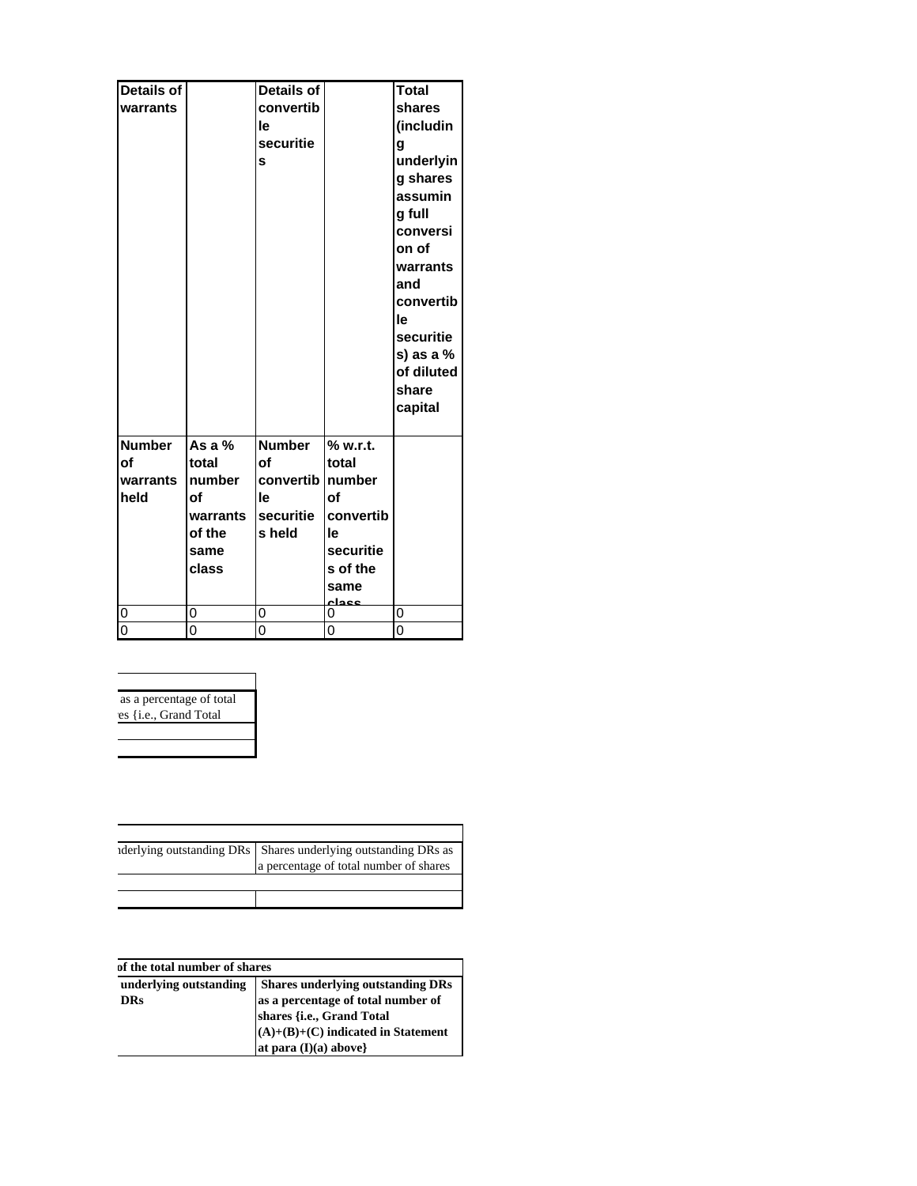| Details of warrants | | Details of convertible securities | | Total shares (including underlying shares assuming full conversion of warrants and convertible securities) as a % of diluted share capital |
|---|---|---|---|---|
| Number of warrants held | As a % total number of warrants of the same class | Number of convertible securities held | % w.r.t. total number of convertible securities of the same class | |
| 0 | 0 | 0 | 0 | 0 |
| 0 | 0 | 0 | 0 | 0 |

| |
|---|
| as a percentage of total es {i.e., Grand Total |
| |
| |

| | |
|---|---|
| iderlying outstanding DRs | Shares underlying outstanding DRs as a percentage of total number of shares |
| | |
| | |

| of the total number of shares | |
|---|---|
| **underlying outstanding DRs** | **Shares underlying outstanding DRs as a percentage of total number of shares {i.e., Grand Total (A)+(B)+(C) indicated in Statement at para (I)(a) above}** |